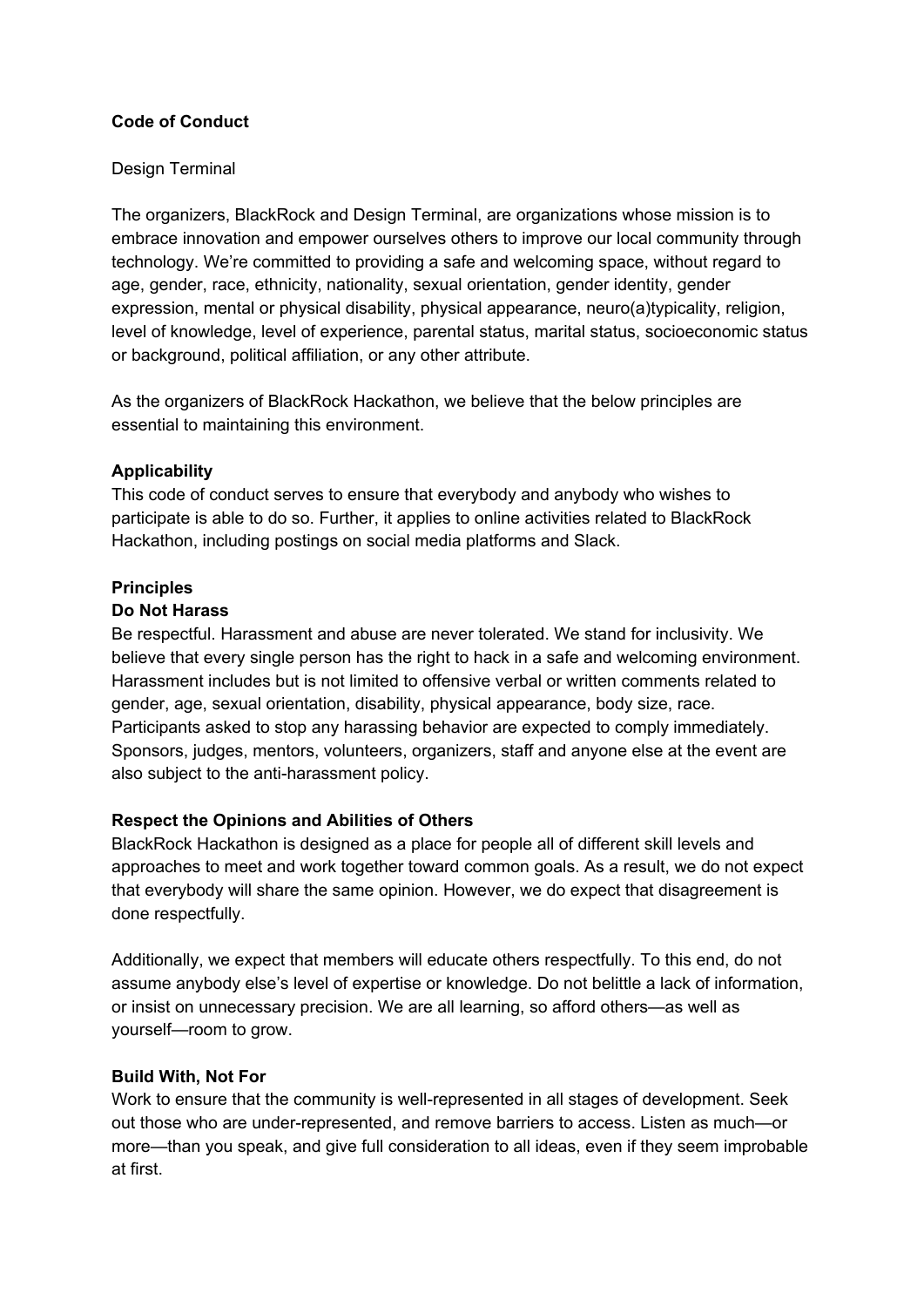**Code of Conduct**

Design Terminal

The organizers, BlackRock and Design Terminal, are organizations whose mission is to embrace innovation and empower ourselves others to improve our local community through technology. We're committed to providing a safe and welcoming space, without regard to age, gender, race, ethnicity, nationality, sexual orientation, gender identity, gender expression, mental or physical disability, physical appearance, neuro(a)typicality, religion, level of knowledge, level of experience, parental status, marital status, socioeconomic status or background, political affiliation, or any other attribute.

As the organizers of BlackRock Hackathon, we believe that the below principles are essential to maintaining this environment.

**Applicability**

This code of conduct serves to ensure that everybody and anybody who wishes to participate is able to do so. Further, it applies to online activities related to BlackRock Hackathon, including postings on social media platforms and Slack.

**Principles**

**Do Not Harass**

Be respectful. Harassment and abuse are never tolerated. We stand for inclusivity. We believe that every single person has the right to hack in a safe and welcoming environment. Harassment includes but is not limited to offensive verbal or written comments related to gender, age, sexual orientation, disability, physical appearance, body size, race. Participants asked to stop any harassing behavior are expected to comply immediately. Sponsors, judges, mentors, volunteers, organizers, staff and anyone else at the event are also subject to the anti-harassment policy.

**Respect the Opinions and Abilities of Others**

BlackRock Hackathon is designed as a place for people all of different skill levels and approaches to meet and work together toward common goals. As a result, we do not expect that everybody will share the same opinion. However, we do expect that disagreement is done respectfully.

Additionally, we expect that members will educate others respectfully. To this end, do not assume anybody else's level of expertise or knowledge. Do not belittle a lack of information, or insist on unnecessary precision. We are all learning, so afford others—as well as yourself—room to grow.

**Build With, Not For**

Work to ensure that the community is well-represented in all stages of development. Seek out those who are under-represented, and remove barriers to access. Listen as much—or more—than you speak, and give full consideration to all ideas, even if they seem improbable at first.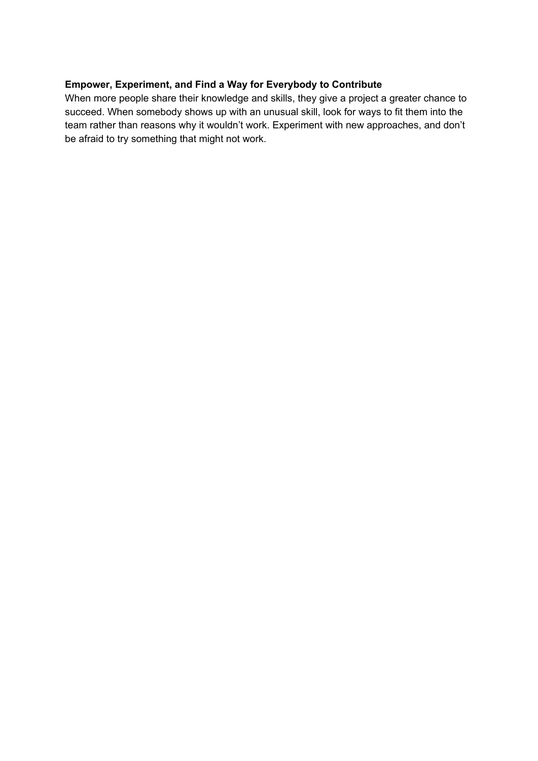**Empower, Experiment, and Find a Way for Everybody to Contribute**

When more people share their knowledge and skills, they give a project a greater chance to succeed. When somebody shows up with an unusual skill, look for ways to fit them into the team rather than reasons why it wouldn't work. Experiment with new approaches, and don't be afraid to try something that might not work.